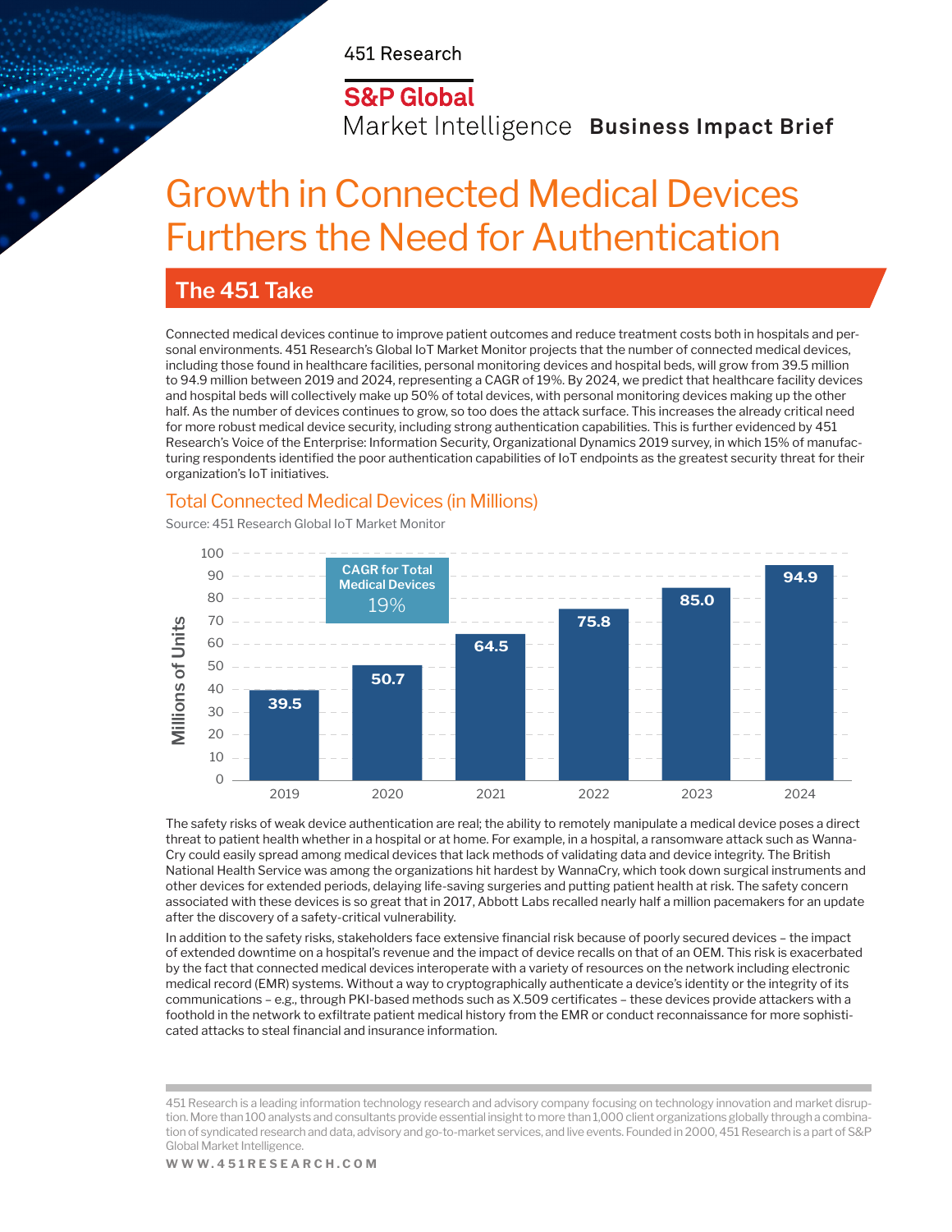451 Research

S&P Global
Market Intelligence **Business Impact Brief**

# Growth in Connected Medical Devices Furthers the Need for Authentication

## The 451 Take

Connected medical devices continue to improve patient outcomes and reduce treatment costs both in hospitals and personal environments. 451 Research's Global IoT Market Monitor projects that the number of connected medical devices, including those found in healthcare facilities, personal monitoring devices and hospital beds, will grow from 39.5 million to 94.9 million between 2019 and 2024, representing a CAGR of 19%. By 2024, we predict that healthcare facility devices and hospital beds will collectively make up 50% of total devices, with personal monitoring devices making up the other half. As the number of devices continues to grow, so too does the attack surface. This increases the already critical need for more robust medical device security, including strong authentication capabilities. This is further evidenced by 451 Research's Voice of the Enterprise: Information Security, Organizational Dynamics 2019 survey, in which 15% of manufacturing respondents identified the poor authentication capabilities of IoT endpoints as the greatest security threat for their organization's IoT initiatives.

### Total Connected Medical Devices (in Millions)

Source: 451 Research Global IoT Market Monitor

CAGR for Total Medical Devices: 19%

| Year | Millions of Units |
|---|---|
| 2019 | 39.5 |
| 2020 | 50.7 |
| 2021 | 64.5 |
| 2022 | 75.8 |
| 2023 | 85.0 |
| 2024 | 94.9 |

The safety risks of weak device authentication are real; the ability to remotely manipulate a medical device poses a direct threat to patient health whether in a hospital or at home. For example, in a hospital, a ransomware attack such as WannaCry could easily spread among medical devices that lack methods of validating data and device integrity. The British National Health Service was among the organizations hit hardest by WannaCry, which took down surgical instruments and other devices for extended periods, delaying life-saving surgeries and putting patient health at risk. The safety concern associated with these devices is so great that in 2017, Abbott Labs recalled nearly half a million pacemakers for an update after the discovery of a safety-critical vulnerability.

In addition to the safety risks, stakeholders face extensive financial risk because of poorly secured devices – the impact of extended downtime on a hospital's revenue and the impact of device recalls on that of an OEM. This risk is exacerbated by the fact that connected medical devices interoperate with a variety of resources on the network including electronic medical record (EMR) systems. Without a way to cryptographically authenticate a device's identity or the integrity of its communications – e.g., through PKI-based methods such as X.509 certificates – these devices provide attackers with a foothold in the network to exfiltrate patient medical history from the EMR or conduct reconnaissance for more sophisticated attacks to steal financial and insurance information.

451 Research is a leading information technology research and advisory company focusing on technology innovation and market disruption. More than 100 analysts and consultants provide essential insight to more than 1,000 client organizations globally through a combination of syndicated research and data, advisory and go-to-market services, and live events. Founded in 2000, 451 Research is a part of S&P Global Market Intelligence.

WWW.451RESEARCH.COM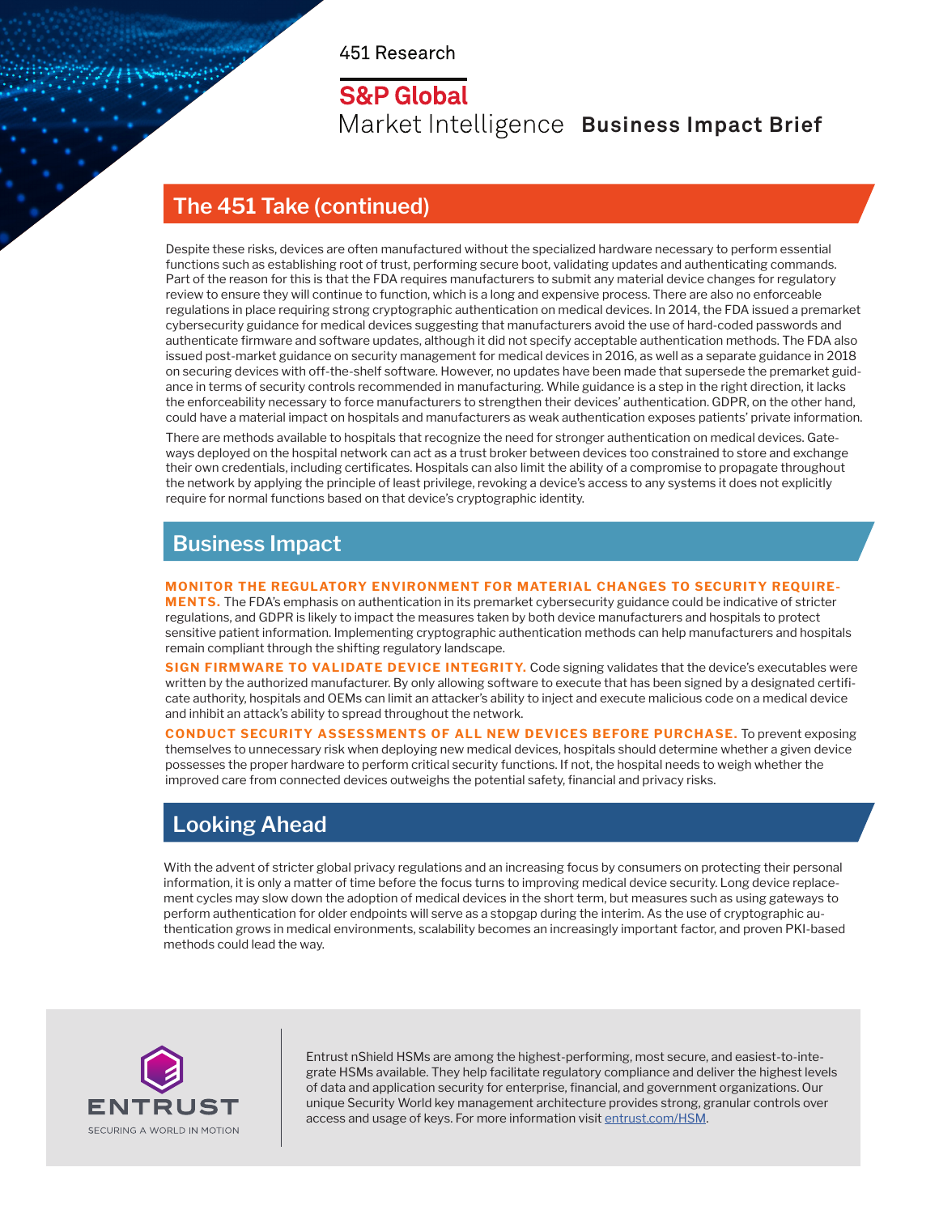## The 451 Take (continued)

Despite these risks, devices are often manufactured without the specialized hardware necessary to perform essential functions such as establishing root of trust, performing secure boot, validating updates and authenticating commands. Part of the reason for this is that the FDA requires manufacturers to submit any material device changes for regulatory review to ensure they will continue to function, which is a long and expensive process. There are also no enforceable regulations in place requiring strong cryptographic authentication on medical devices. In 2014, the FDA issued a premarket cybersecurity guidance for medical devices suggesting that manufacturers avoid the use of hard-coded passwords and authenticate firmware and software updates, although it did not specify acceptable authentication methods. The FDA also issued post-market guidance on security management for medical devices in 2016, as well as a separate guidance in 2018 on securing devices with off-the-shelf software. However, no updates have been made that supersede the premarket guidance in terms of security controls recommended in manufacturing. While guidance is a step in the right direction, it lacks the enforceability necessary to force manufacturers to strengthen their devices' authentication. GDPR, on the other hand, could have a material impact on hospitals and manufacturers as weak authentication exposes patients' private information.

There are methods available to hospitals that recognize the need for stronger authentication on medical devices. Gateways deployed on the hospital network can act as a trust broker between devices too constrained to store and exchange their own credentials, including certificates. Hospitals can also limit the ability of a compromise to propagate throughout the network by applying the principle of least privilege, revoking a device's access to any systems it does not explicitly require for normal functions based on that device's cryptographic identity.

## Business Impact

**MONITOR THE REGULATORY ENVIRONMENT FOR MATERIAL CHANGES TO SECURITY REQUIREMENTS.** The FDA's emphasis on authentication in its premarket cybersecurity guidance could be indicative of stricter regulations, and GDPR is likely to impact the measures taken by both device manufacturers and hospitals to protect sensitive patient information. Implementing cryptographic authentication methods can help manufacturers and hospitals remain compliant through the shifting regulatory landscape.

**SIGN FIRMWARE TO VALIDATE DEVICE INTEGRITY.** Code signing validates that the device's executables were written by the authorized manufacturer. By only allowing software to execute that has been signed by a designated certificate authority, hospitals and OEMs can limit an attacker's ability to inject and execute malicious code on a medical device and inhibit an attack's ability to spread throughout the network.

**CONDUCT SECURITY ASSESSMENTS OF ALL NEW DEVICES BEFORE PURCHASE.** To prevent exposing themselves to unnecessary risk when deploying new medical devices, hospitals should determine whether a given device possesses the proper hardware to perform critical security functions. If not, the hospital needs to weigh whether the improved care from connected devices outweighs the potential safety, financial and privacy risks.

## Looking Ahead

With the advent of stricter global privacy regulations and an increasing focus by consumers on protecting their personal information, it is only a matter of time before the focus turns to improving medical device security. Long device replacement cycles may slow down the adoption of medical devices in the short term, but measures such as using gateways to perform authentication for older endpoints will serve as a stopgap during the interim. As the use of cryptographic authentication grows in medical environments, scalability becomes an increasingly important factor, and proven PKI-based methods could lead the way.

ENTRUST
SECURING A WORLD IN MOTION

Entrust nShield HSMs are among the highest-performing, most secure, and easiest-to-integrate HSMs available. They help facilitate regulatory compliance and deliver the highest levels of data and application security for enterprise, financial, and government organizations. Our unique Security World key management architecture provides strong, granular controls over access and usage of keys. For more information visit [entrust.com/HSM](entrust.com/HSM).